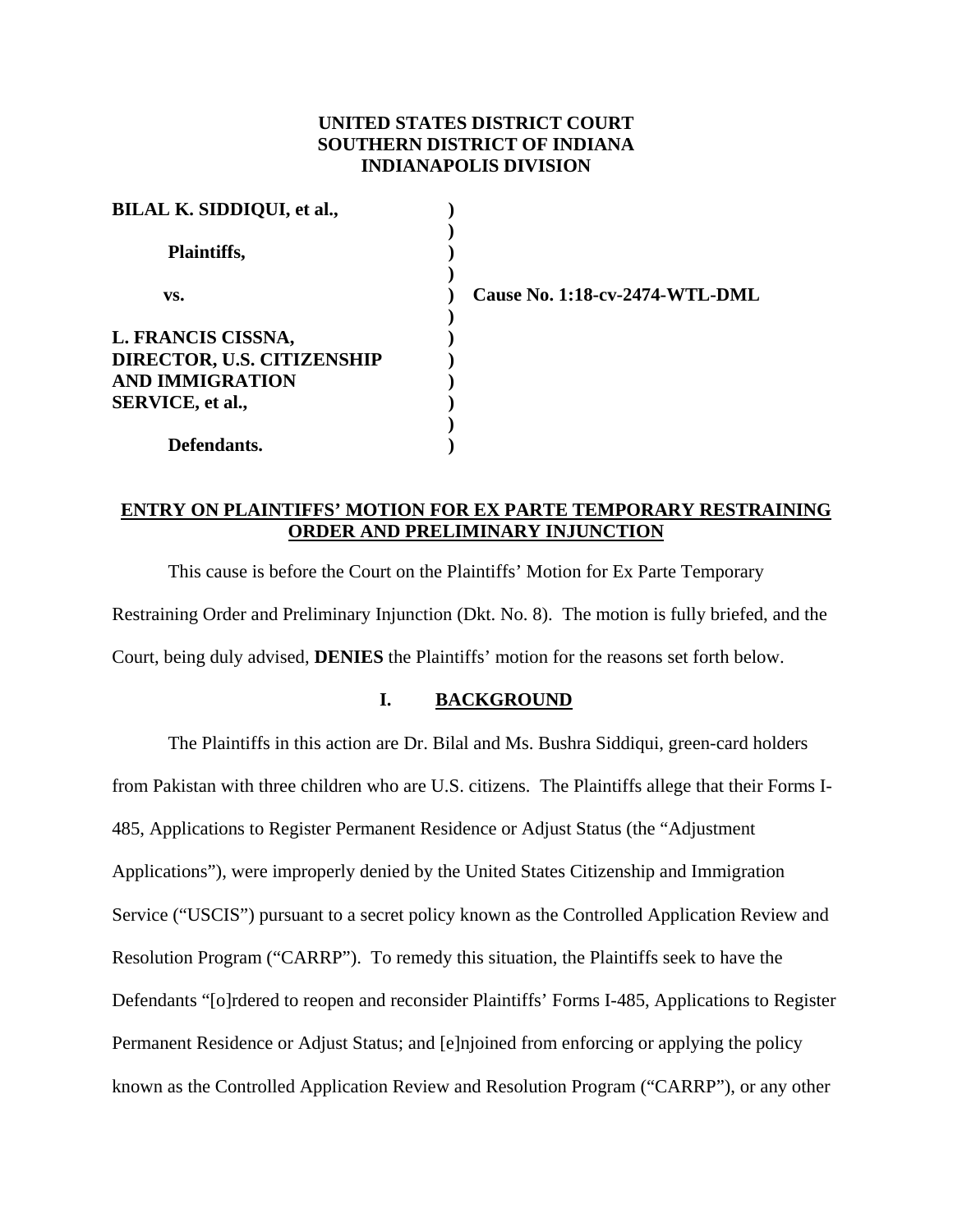**UNITED STATES DISTRICT COURT**
**SOUTHERN DISTRICT OF INDIANA**
**INDIANAPOLIS DIVISION**

| | | |
|---|---|---|
| **BILAL K. SIDDIQUI, et al.,** | ) | |
| | ) | |
| **Plaintiffs,** | ) | |
| | ) | |
| **vs.** | ) | **Cause No. 1:18-cv-2474-WTL-DML** |
| | ) | |
| **L. FRANCIS CISSNA, DIRECTOR, U.S. CITIZENSHIP AND IMMIGRATION SERVICE, et al.,** | ) | |
| | ) | |
| **Defendants.** | ) | |

**ENTRY ON PLAINTIFFS' MOTION FOR EX PARTE TEMPORARY RESTRAINING ORDER AND PRELIMINARY INJUNCTION**

This cause is before the Court on the Plaintiffs' Motion for Ex Parte Temporary Restraining Order and Preliminary Injunction (Dkt. No. 8). The motion is fully briefed, and the Court, being duly advised, **DENIES** the Plaintiffs' motion for the reasons set forth below.

## I. BACKGROUND

The Plaintiffs in this action are Dr. Bilal and Ms. Bushra Siddiqui, green-card holders from Pakistan with three children who are U.S. citizens. The Plaintiffs allege that their Forms I-485, Applications to Register Permanent Residence or Adjust Status (the "Adjustment Applications"), were improperly denied by the United States Citizenship and Immigration Service ("USCIS") pursuant to a secret policy known as the Controlled Application Review and Resolution Program ("CARRP"). To remedy this situation, the Plaintiffs seek to have the Defendants "[o]rdered to reopen and reconsider Plaintiffs' Forms I-485, Applications to Register Permanent Residence or Adjust Status; and [e]njoined from enforcing or applying the policy known as the Controlled Application Review and Resolution Program ("CARRP"), or any other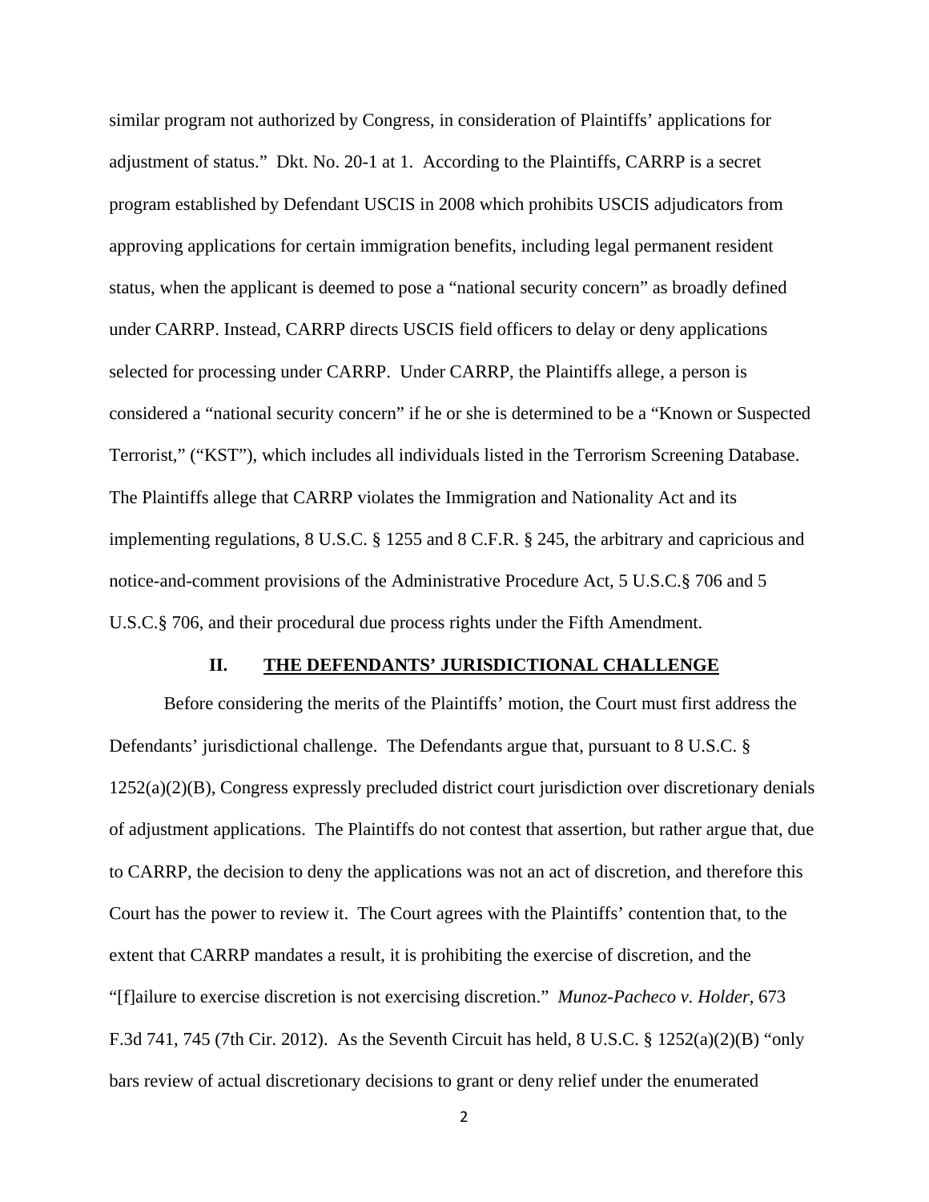similar program not authorized by Congress, in consideration of Plaintiffs' applications for adjustment of status." Dkt. No. 20-1 at 1. According to the Plaintiffs, CARRP is a secret program established by Defendant USCIS in 2008 which prohibits USCIS adjudicators from approving applications for certain immigration benefits, including legal permanent resident status, when the applicant is deemed to pose a "national security concern" as broadly defined under CARRP. Instead, CARRP directs USCIS field officers to delay or deny applications selected for processing under CARRP. Under CARRP, the Plaintiffs allege, a person is considered a "national security concern" if he or she is determined to be a "Known or Suspected Terrorist," ("KST"), which includes all individuals listed in the Terrorism Screening Database. The Plaintiffs allege that CARRP violates the Immigration and Nationality Act and its implementing regulations, 8 U.S.C. § 1255 and 8 C.F.R. § 245, the arbitrary and capricious and notice-and-comment provisions of the Administrative Procedure Act, 5 U.S.C.§ 706 and 5 U.S.C.§ 706, and their procedural due process rights under the Fifth Amendment.

## II. THE DEFENDANTS' JURISDICTIONAL CHALLENGE

Before considering the merits of the Plaintiffs' motion, the Court must first address the Defendants' jurisdictional challenge. The Defendants argue that, pursuant to 8 U.S.C. § 1252(a)(2)(B), Congress expressly precluded district court jurisdiction over discretionary denials of adjustment applications. The Plaintiffs do not contest that assertion, but rather argue that, due to CARRP, the decision to deny the applications was not an act of discretion, and therefore this Court has the power to review it. The Court agrees with the Plaintiffs' contention that, to the extent that CARRP mandates a result, it is prohibiting the exercise of discretion, and the "[f]ailure to exercise discretion is not exercising discretion." *Munoz-Pacheco v. Holder*, 673 F.3d 741, 745 (7th Cir. 2012). As the Seventh Circuit has held, 8 U.S.C. § 1252(a)(2)(B) "only bars review of actual discretionary decisions to grant or deny relief under the enumerated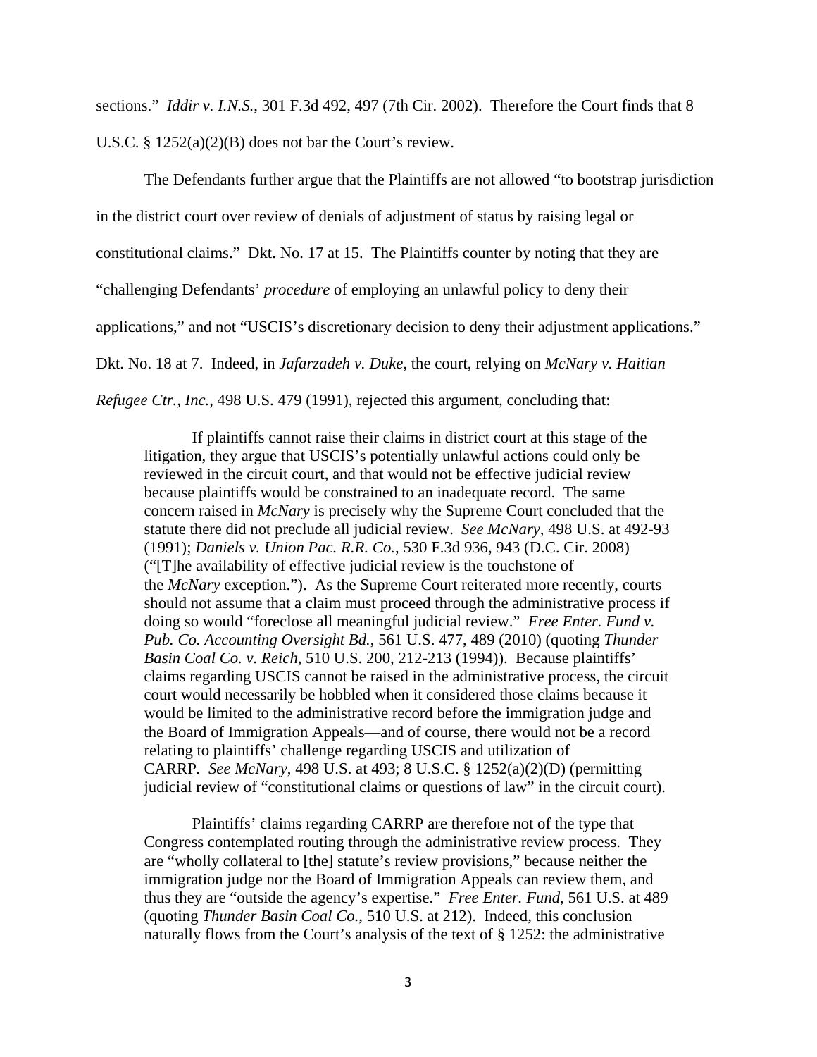sections." *Iddir v. I.N.S.*, 301 F.3d 492, 497 (7th Cir. 2002). Therefore the Court finds that 8 U.S.C. § 1252(a)(2)(B) does not bar the Court's review.

The Defendants further argue that the Plaintiffs are not allowed "to bootstrap jurisdiction in the district court over review of denials of adjustment of status by raising legal or constitutional claims." Dkt. No. 17 at 15. The Plaintiffs counter by noting that they are "challenging Defendants' *procedure* of employing an unlawful policy to deny their applications," and not "USCIS's discretionary decision to deny their adjustment applications." Dkt. No. 18 at 7. Indeed, in *Jafarzadeh v. Duke*, the court, relying on *McNary v. Haitian Refugee Ctr., Inc.*, 498 U.S. 479 (1991), rejected this argument, concluding that:

> If plaintiffs cannot raise their claims in district court at this stage of the litigation, they argue that USCIS's potentially unlawful actions could only be reviewed in the circuit court, and that would not be effective judicial review because plaintiffs would be constrained to an inadequate record. The same concern raised in *McNary* is precisely why the Supreme Court concluded that the statute there did not preclude all judicial review. *See McNary*, 498 U.S. at 492-93 (1991); *Daniels v. Union Pac. R.R. Co.*, 530 F.3d 936, 943 (D.C. Cir. 2008) ("[T]he availability of effective judicial review is the touchstone of the *McNary* exception."). As the Supreme Court reiterated more recently, courts should not assume that a claim must proceed through the administrative process if doing so would "foreclose all meaningful judicial review." *Free Enter. Fund v. Pub. Co. Accounting Oversight Bd.*, 561 U.S. 477, 489 (2010) (quoting *Thunder Basin Coal Co. v. Reich*, 510 U.S. 200, 212-213 (1994)). Because plaintiffs' claims regarding USCIS cannot be raised in the administrative process, the circuit court would necessarily be hobbled when it considered those claims because it would be limited to the administrative record before the immigration judge and the Board of Immigration Appeals—and of course, there would not be a record relating to plaintiffs' challenge regarding USCIS and utilization of CARRP. *See McNary*, 498 U.S. at 493; 8 U.S.C. § 1252(a)(2)(D) (permitting judicial review of "constitutional claims or questions of law" in the circuit court).
>
> Plaintiffs' claims regarding CARRP are therefore not of the type that Congress contemplated routing through the administrative review process. They are "wholly collateral to [the] statute's review provisions," because neither the immigration judge nor the Board of Immigration Appeals can review them, and thus they are "outside the agency's expertise." *Free Enter. Fund*, 561 U.S. at 489 (quoting *Thunder Basin Coal Co.*, 510 U.S. at 212). Indeed, this conclusion naturally flows from the Court's analysis of the text of § 1252: the administrative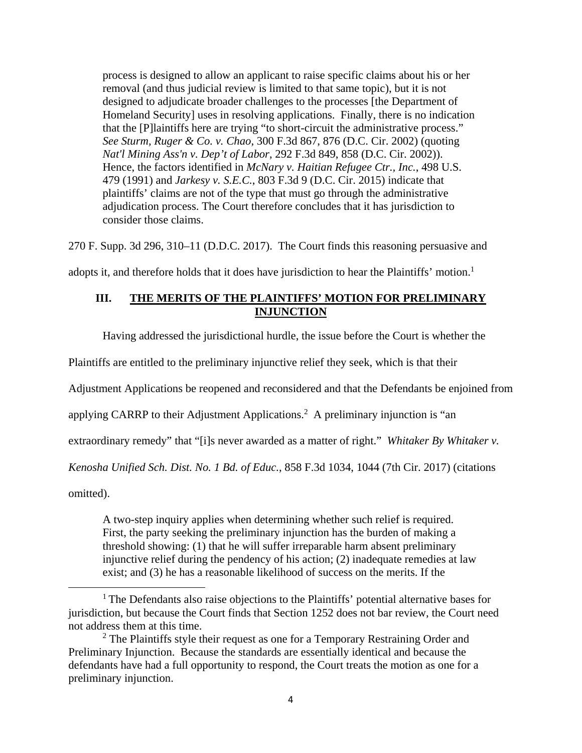> process is designed to allow an applicant to raise specific claims about his or her removal (and thus judicial review is limited to that same topic), but it is not designed to adjudicate broader challenges to the processes [the Department of Homeland Security] uses in resolving applications. Finally, there is no indication that the [P]laintiffs here are trying "to short-circuit the administrative process." *See Sturm, Ruger & Co. v. Chao*, 300 F.3d 867, 876 (D.C. Cir. 2002) (quoting *Nat'l Mining Ass'n v. Dep't of Labor*, 292 F.3d 849, 858 (D.C. Cir. 2002)). Hence, the factors identified in *McNary v. Haitian Refugee Ctr., Inc.*, 498 U.S. 479 (1991) and *Jarkesy v. S.E.C.*, 803 F.3d 9 (D.C. Cir. 2015) indicate that plaintiffs' claims are not of the type that must go through the administrative adjudication process. The Court therefore concludes that it has jurisdiction to consider those claims.

270 F. Supp. 3d 296, 310–11 (D.D.C. 2017). The Court finds this reasoning persuasive and adopts it, and therefore holds that it does have jurisdiction to hear the Plaintiffs' motion.[1]

## III. THE MERITS OF THE PLAINTIFFS' MOTION FOR PRELIMINARY INJUNCTION

Having addressed the jurisdictional hurdle, the issue before the Court is whether the Plaintiffs are entitled to the preliminary injunctive relief they seek, which is that their Adjustment Applications be reopened and reconsidered and that the Defendants be enjoined from applying CARRP to their Adjustment Applications.[2] A preliminary injunction is "an extraordinary remedy" that "[i]s never awarded as a matter of right." *Whitaker By Whitaker v. Kenosha Unified Sch. Dist. No. 1 Bd. of Educ.*, 858 F.3d 1034, 1044 (7th Cir. 2017) (citations omitted).

> A two-step inquiry applies when determining whether such relief is required. First, the party seeking the preliminary injunction has the burden of making a threshold showing: (1) that he will suffer irreparable harm absent preliminary injunctive relief during the pendency of his action; (2) inadequate remedies at law exist; and (3) he has a reasonable likelihood of success on the merits. If the

[1] The Defendants also raise objections to the Plaintiffs' potential alternative bases for jurisdiction, but because the Court finds that Section 1252 does not bar review, the Court need not address them at this time.

[2] The Plaintiffs style their request as one for a Temporary Restraining Order and Preliminary Injunction. Because the standards are essentially identical and because the defendants have had a full opportunity to respond, the Court treats the motion as one for a preliminary injunction.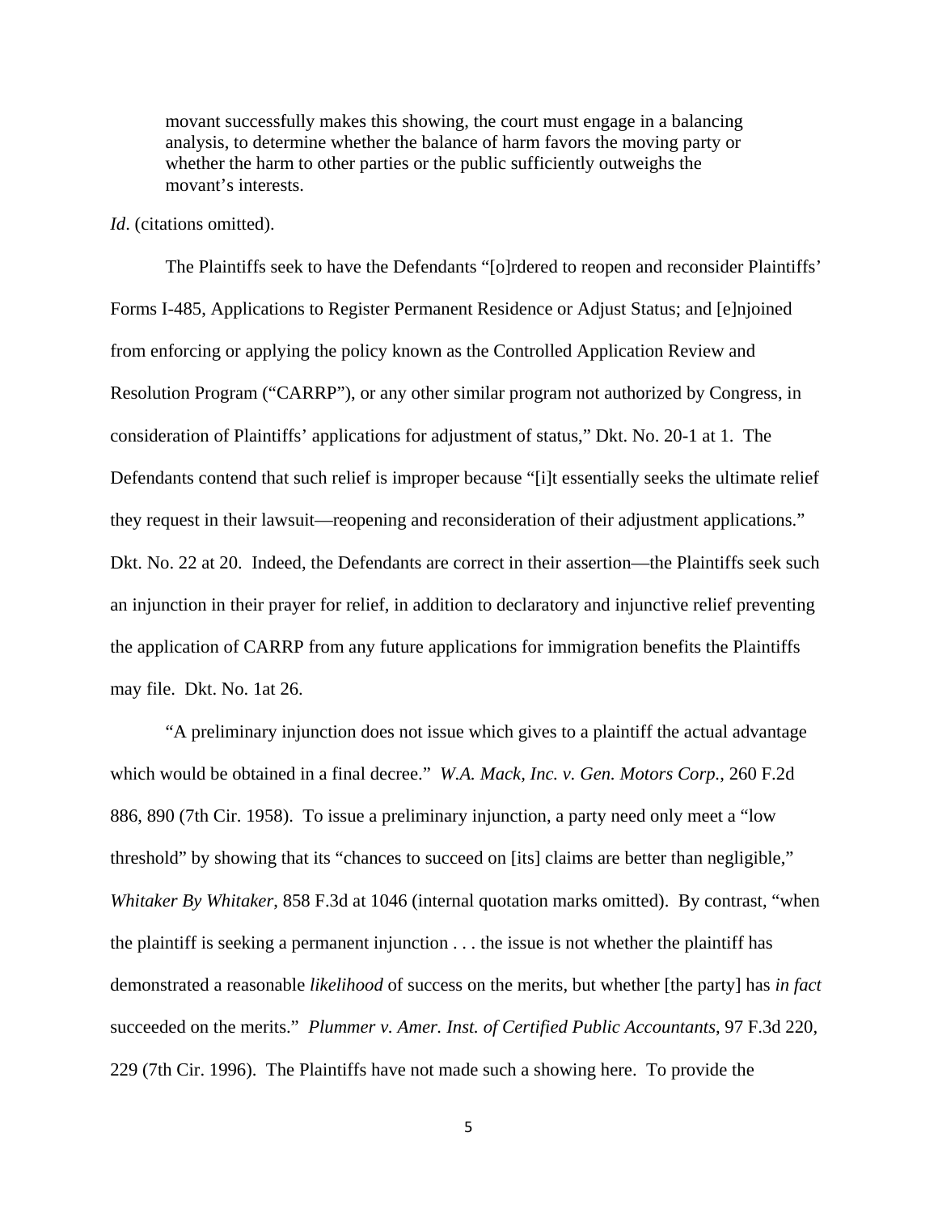> movant successfully makes this showing, the court must engage in a balancing analysis, to determine whether the balance of harm favors the moving party or whether the harm to other parties or the public sufficiently outweighs the movant's interests.

*Id*. (citations omitted).

The Plaintiffs seek to have the Defendants "[o]rdered to reopen and reconsider Plaintiffs' Forms I-485, Applications to Register Permanent Residence or Adjust Status; and [e]njoined from enforcing or applying the policy known as the Controlled Application Review and Resolution Program ("CARRP"), or any other similar program not authorized by Congress, in consideration of Plaintiffs' applications for adjustment of status," Dkt. No. 20-1 at 1. The Defendants contend that such relief is improper because "[i]t essentially seeks the ultimate relief they request in their lawsuit—reopening and reconsideration of their adjustment applications." Dkt. No. 22 at 20. Indeed, the Defendants are correct in their assertion—the Plaintiffs seek such an injunction in their prayer for relief, in addition to declaratory and injunctive relief preventing the application of CARRP from any future applications for immigration benefits the Plaintiffs may file. Dkt. No. 1at 26.

"A preliminary injunction does not issue which gives to a plaintiff the actual advantage which would be obtained in a final decree." *W.A. Mack, Inc. v. Gen. Motors Corp.*, 260 F.2d 886, 890 (7th Cir. 1958). To issue a preliminary injunction, a party need only meet a "low threshold" by showing that its "chances to succeed on [its] claims are better than negligible," *Whitaker By Whitaker*, 858 F.3d at 1046 (internal quotation marks omitted). By contrast, "when the plaintiff is seeking a permanent injunction . . . the issue is not whether the plaintiff has demonstrated a reasonable *likelihood* of success on the merits, but whether [the party] has *in fact* succeeded on the merits." *Plummer v. Amer. Inst. of Certified Public Accountants*, 97 F.3d 220, 229 (7th Cir. 1996). The Plaintiffs have not made such a showing here. To provide the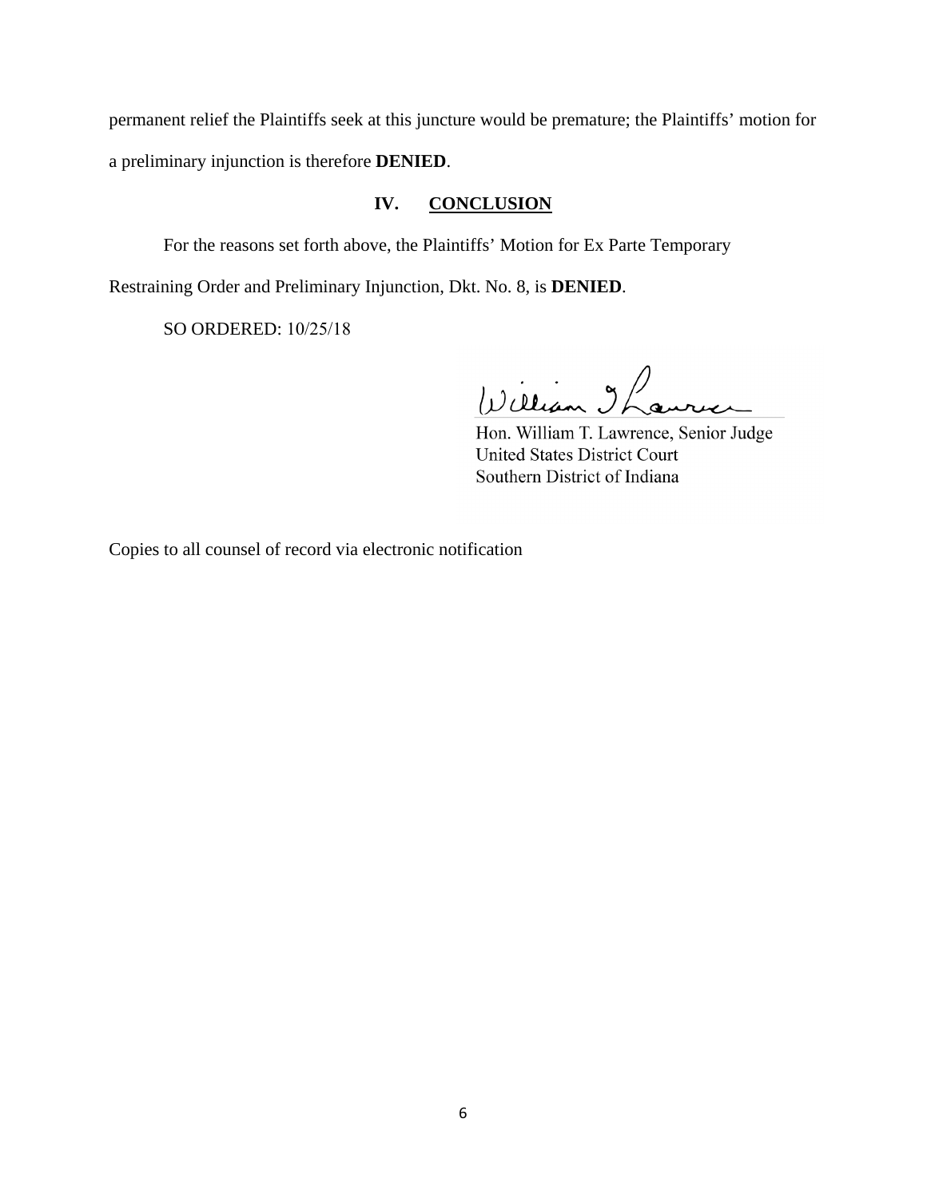permanent relief the Plaintiffs seek at this juncture would be premature; the Plaintiffs' motion for a preliminary injunction is therefore **DENIED**.

## IV. CONCLUSION

For the reasons set forth above, the Plaintiffs' Motion for Ex Parte Temporary Restraining Order and Preliminary Injunction, Dkt. No. 8, is **DENIED**.

SO ORDERED: 10/25/18

Hon. William T. Lawrence, Senior Judge
United States District Court
Southern District of Indiana

Copies to all counsel of record via electronic notification